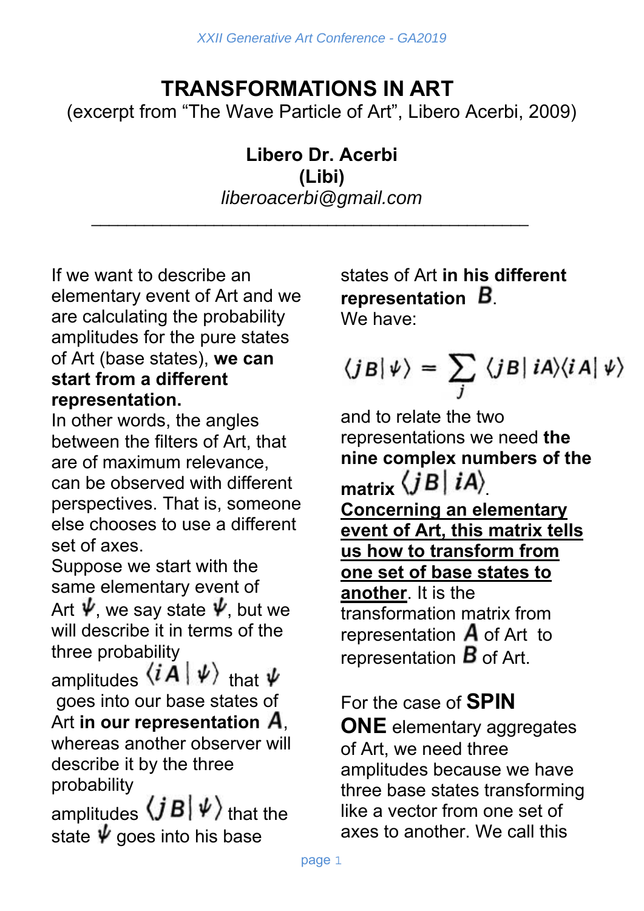# TRANSFORMATIONS IN ART

(excerpt from "The Wave Particle of Art", Libero Acerbi, 2009)

**Libero Dr. Acerbi**
**(Libi)**
*liberoacerbi@gmail.com*

---

If we want to describe an elementary event of Art and we are calculating the probability amplitudes for the pure states of Art (base states), **we can start from a different representation.**
In other words, the angles between the filters of Art, that are of maximum relevance, can be observed with different perspectives. That is, someone else chooses to use a different set of axes.
Suppose we start with the same elementary event of Art $\psi$, we say state $\psi$, but we will describe it in terms of the three probability amplitudes $\langle iA \mid \psi \rangle$ that $\psi$ goes into our base states of Art **in our representation** $A$, whereas another observer will describe it by the three probability amplitudes $\langle jB \mid \psi \rangle$ that the state $\psi$ goes into his base states of Art **in his different representation** $B$.
We have:

$$\langle jB \mid \psi \rangle = \sum_j \langle jB \mid iA \rangle \langle iA \mid \psi \rangle$$

and to relate the two representations we need **the nine complex numbers of the matrix** $\langle jB \mid iA \rangle$.
**<u>Concerning an elementary event of Art, this matrix tells us how to transform from one set of base states to another</u>**. It is the transformation matrix from representation $A$ of Art to representation $B$ of Art.

For the case of **SPIN ONE** elementary aggregates of Art, we need three amplitudes because we have three base states transforming like a vector from one set of axes to another. We call this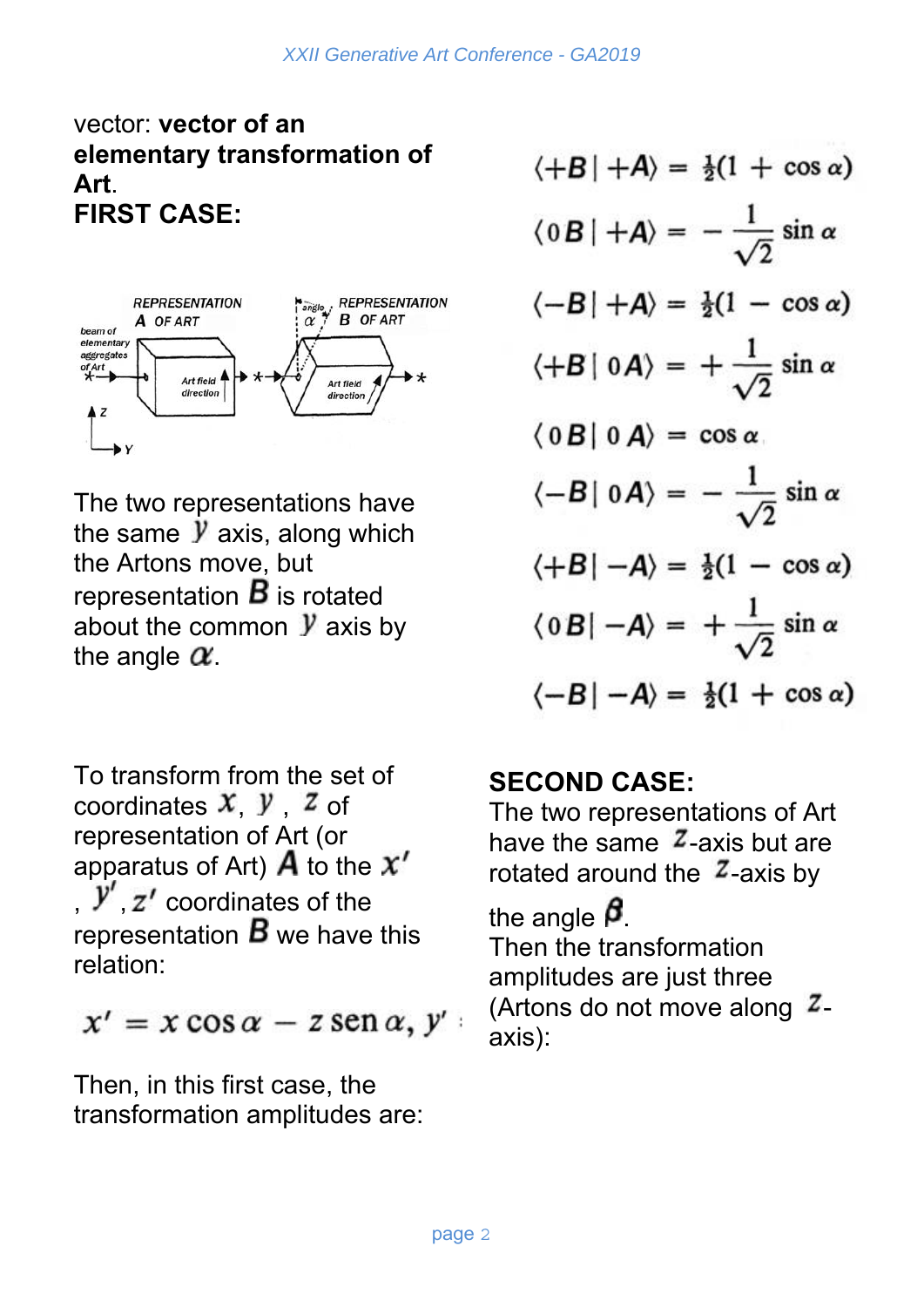vector: **vector of an elementary transformation of Art**.

**FIRST CASE:**

The two representations have the same $y$ axis, along which the Artons move, but representation $B$ is rotated about the common $y$ axis by the angle $\alpha$.

To transform from the set of coordinates $x$, $y$, $z$ of representation of Art (or apparatus of Art) $A$ to the $x'$, $y'$, $z'$ coordinates of the representation $B$ we have this relation:

$$x' = x \cos\alpha - z \,\mathrm{sen}\, \alpha,\ y'$$

Then, in this first case, the transformation amplitudes are:

$$\langle +B \mid +A \rangle = \tfrac{1}{2}(1 + \cos\alpha)$$

$$\langle 0B \mid +A \rangle = -\frac{1}{\sqrt{2}} \sin\alpha$$

$$\langle -B \mid +A \rangle = \tfrac{1}{2}(1 - \cos\alpha)$$

$$\langle +B \mid 0A \rangle = +\frac{1}{\sqrt{2}} \sin\alpha$$

$$\langle 0B \mid 0A \rangle = \cos\alpha$$

$$\langle -B \mid 0A \rangle = -\frac{1}{\sqrt{2}} \sin\alpha$$

$$\langle +B \mid -A \rangle = \tfrac{1}{2}(1 - \cos\alpha)$$

$$\langle 0B \mid -A \rangle = +\frac{1}{\sqrt{2}} \sin\alpha$$

$$\langle -B \mid -A \rangle = \tfrac{1}{2}(1 + \cos\alpha)$$

**SECOND CASE:**

The two representations of Art have the same $z$-axis but are rotated around the $z$-axis by the angle $\beta$.

Then the transformation amplitudes are just three (Artons do not move along $z$-axis):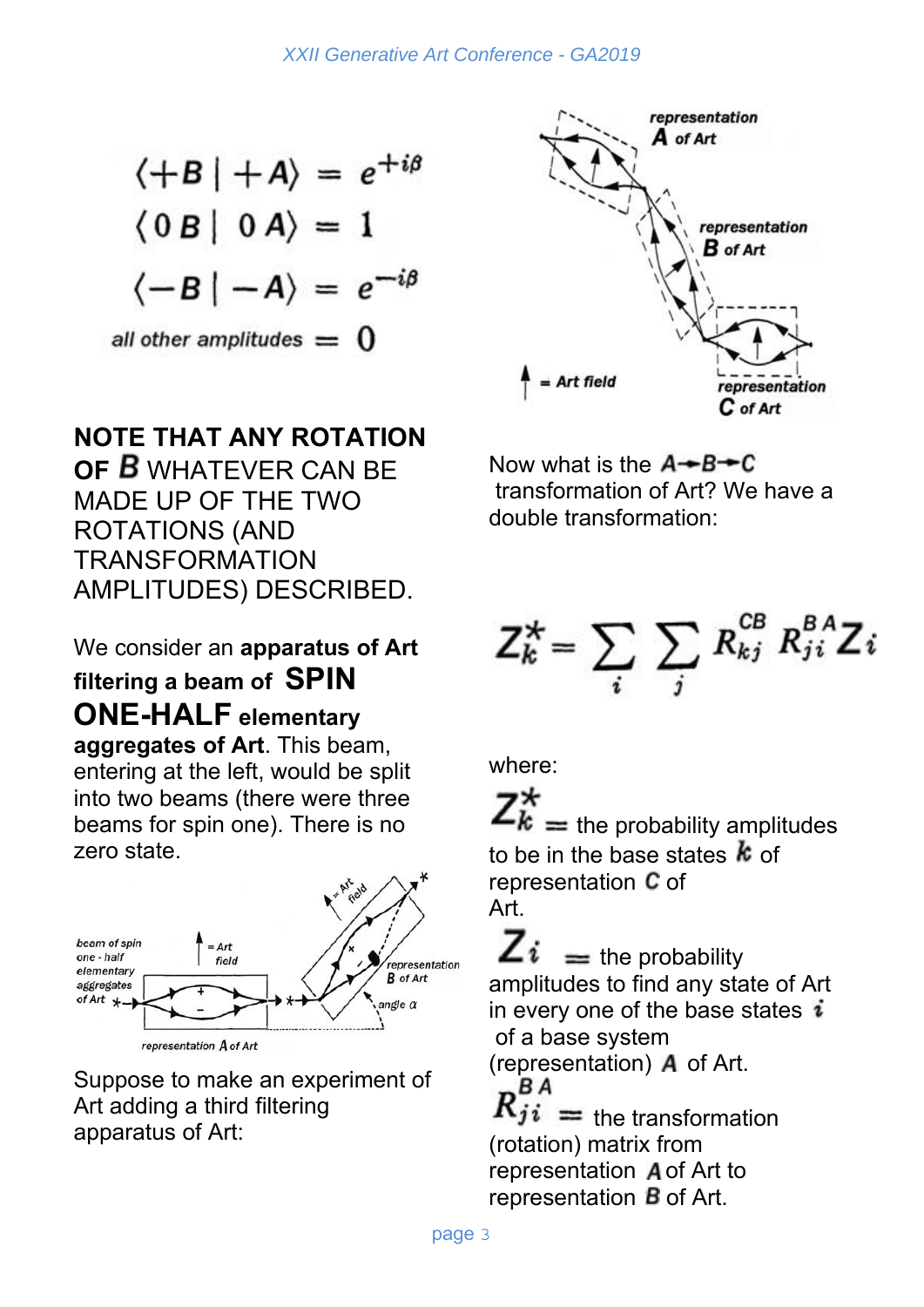$$\langle +B \mid +A \rangle = e^{+i\beta}$$
$$\langle 0\,B \mid 0\,A \rangle = 1$$
$$\langle -B \mid -A \rangle = e^{-i\beta}$$
$$\text{all other amplitudes} = 0$$

NOTE THAT ANY ROTATION OF **B** WHATEVER CAN BE MADE UP OF THE TWO ROTATIONS (AND TRANSFORMATION AMPLITUDES) DESCRIBED.

We consider an **apparatus of Art filtering a beam of SPIN ONE-HALF elementary aggregates of Art**. This beam, entering at the left, would be split into two beams (there were three beams for spin one). There is no zero state.

Suppose to make an experiment of Art adding a third filtering apparatus of Art:

Now what is the **A→B→C** transformation of Art? We have a double transformation:

$$Z_k^* = \sum_i \sum_j R_{kj}^{CB} R_{ji}^{BA} Z_i$$

where:

$Z_k^*$ = the probability amplitudes to be in the base states $k$ of representation **C** of Art.

$Z_i$ = the probability amplitudes to find any state of Art in every one of the base states $i$ of a base system (representation) **A** of Art.

$R_{ji}^{BA}$ = the transformation (rotation) matrix from representation **A** of Art to representation **B** of Art.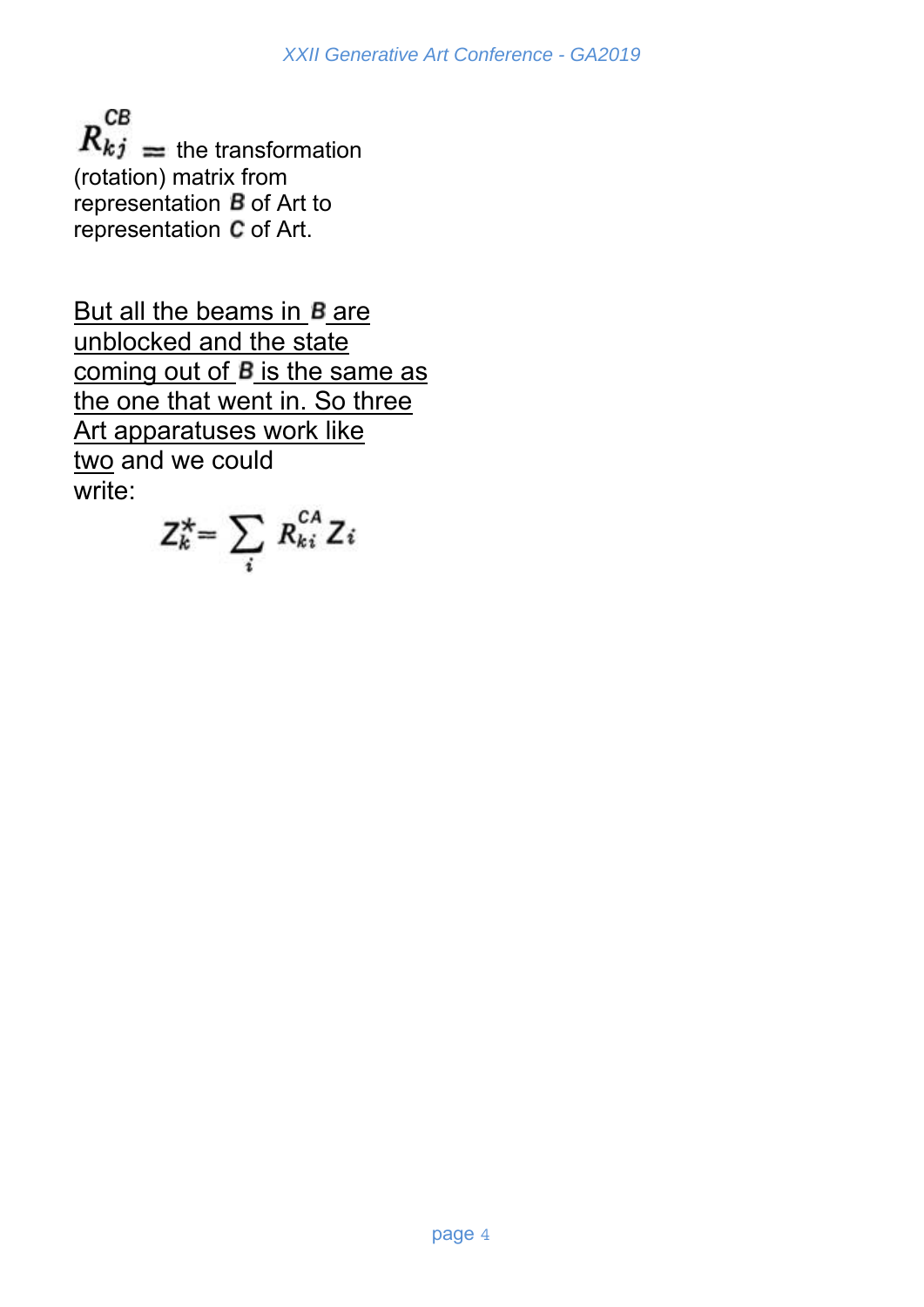$R_{kj}^{CB}$ = the transformation (rotation) matrix from representation **B** of Art to representation **C** of Art.

<u>But all the beams in **B** are unblocked and the state coming out of **B** is the same as the one that went in. So three Art apparatuses work like two</u> and we could write:

$$Z_k^* = \sum_i R_{ki}^{CA} Z_i$$